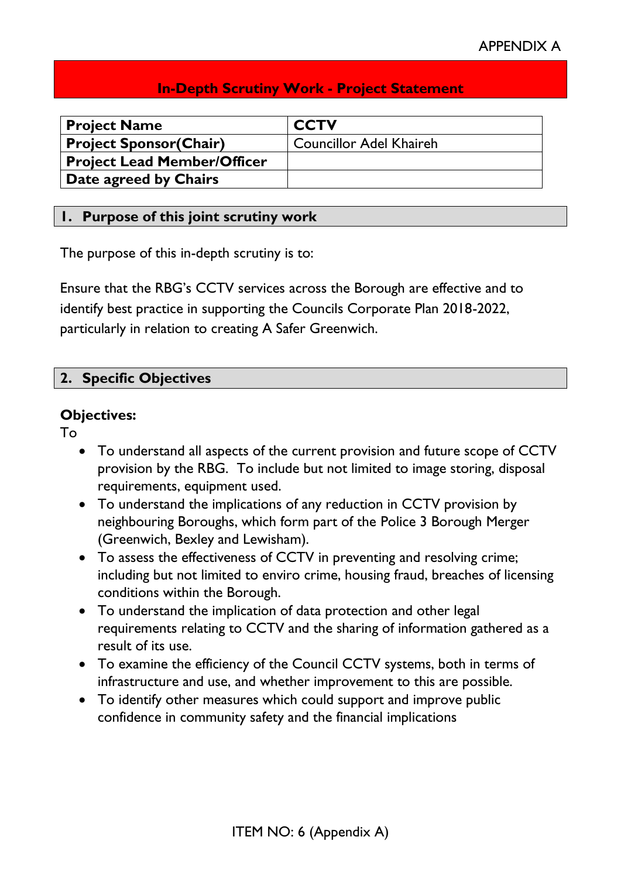APPENDIX A

# In-Depth Scrutiny Work - Project Statement

| **Project Name** | **CCTV** |
|---|---|
| **Project Sponsor(Chair)** | Councillor Adel Khaireh |
| **Project Lead Member/Officer** | |
| **Date agreed by Chairs** | |

## 1. Purpose of this joint scrutiny work

The purpose of this in-depth scrutiny is to:

Ensure that the RBG's CCTV services across the Borough are effective and to identify best practice in supporting the Councils Corporate Plan 2018-2022, particularly in relation to creating A Safer Greenwich.

## 2. Specific Objectives

**Objectives:**

To

- To understand all aspects of the current provision and future scope of CCTV provision by the RBG. To include but not limited to image storing, disposal requirements, equipment used.
- To understand the implications of any reduction in CCTV provision by neighbouring Boroughs, which form part of the Police 3 Borough Merger (Greenwich, Bexley and Lewisham).
- To assess the effectiveness of CCTV in preventing and resolving crime; including but not limited to enviro crime, housing fraud, breaches of licensing conditions within the Borough.
- To understand the implication of data protection and other legal requirements relating to CCTV and the sharing of information gathered as a result of its use.
- To examine the efficiency of the Council CCTV systems, both in terms of infrastructure and use, and whether improvement to this are possible.
- To identify other measures which could support and improve public confidence in community safety and the financial implications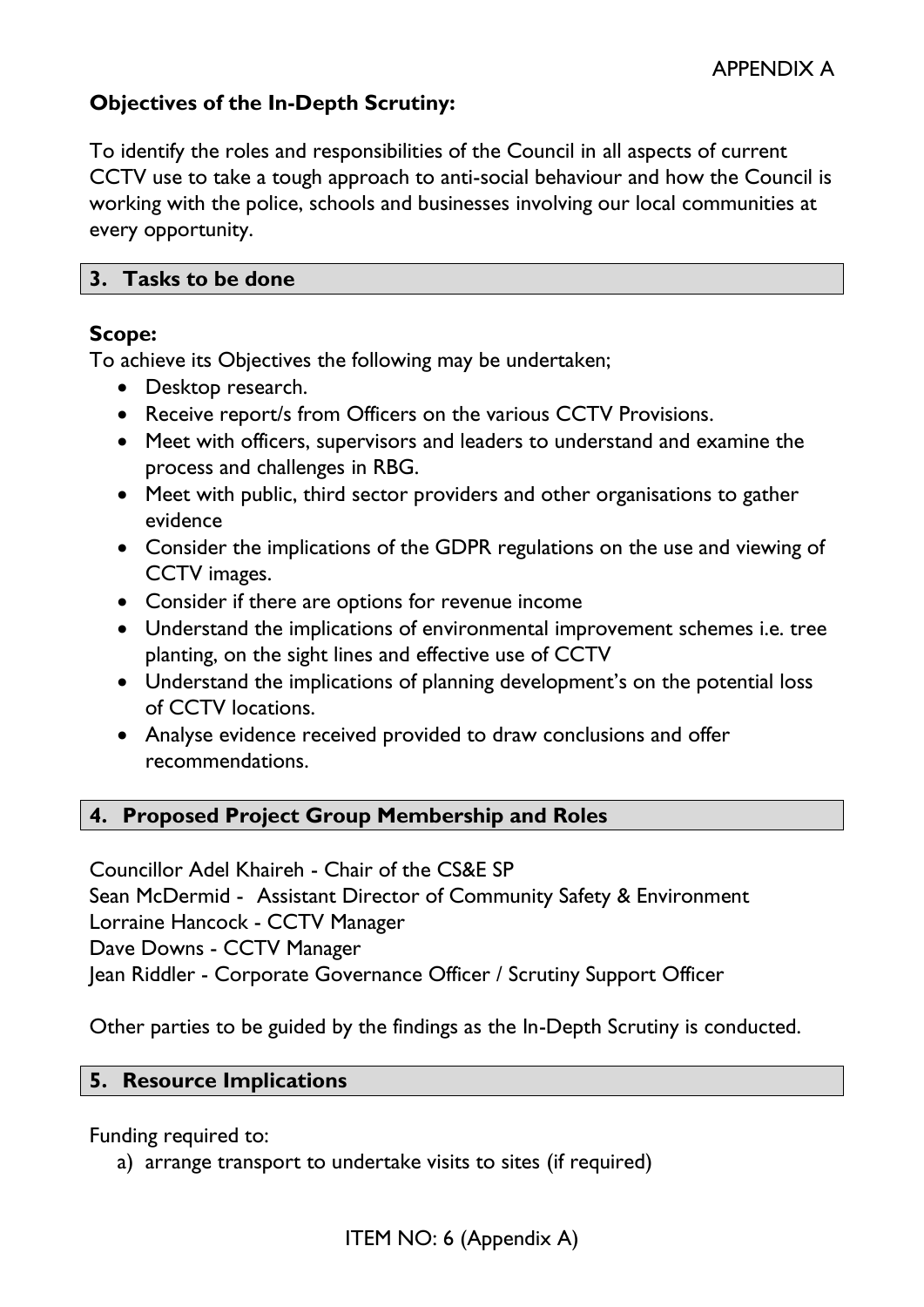APPENDIX A

**Objectives of the In-Depth Scrutiny:**

To identify the roles and responsibilities of the Council in all aspects of current CCTV use to take a tough approach to anti-social behaviour and how the Council is working with the police, schools and businesses involving our local communities at every opportunity.

## 3. Tasks to be done

**Scope:**
To achieve its Objectives the following may be undertaken;

- Desktop research.
- Receive report/s from Officers on the various CCTV Provisions.
- Meet with officers, supervisors and leaders to understand and examine the process and challenges in RBG.
- Meet with public, third sector providers and other organisations to gather evidence
- Consider the implications of the GDPR regulations on the use and viewing of CCTV images.
- Consider if there are options for revenue income
- Understand the implications of environmental improvement schemes i.e. tree planting, on the sight lines and effective use of CCTV
- Understand the implications of planning development's on the potential loss of CCTV locations.
- Analyse evidence received provided to draw conclusions and offer recommendations.

## 4. Proposed Project Group Membership and Roles

Councillor Adel Khaireh - Chair of the CS&E SP
Sean McDermid - Assistant Director of Community Safety & Environment
Lorraine Hancock - CCTV Manager
Dave Downs - CCTV Manager
Jean Riddler - Corporate Governance Officer / Scrutiny Support Officer

Other parties to be guided by the findings as the In-Depth Scrutiny is conducted.

## 5. Resource Implications

Funding required to:

a) arrange transport to undertake visits to sites (if required)

ITEM NO: 6 (Appendix A)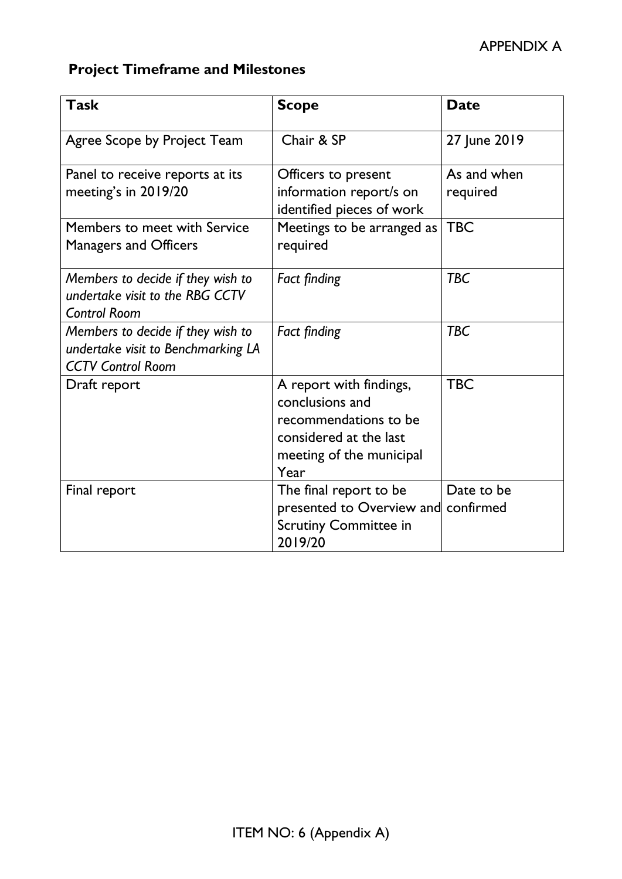APPENDIX A

**Project Timeframe and Milestones**

| Task | Scope | Date |
|---|---|---|
| Agree Scope by Project Team | Chair & SP | 27 June 2019 |
| Panel to receive reports at its meeting's in 2019/20 | Officers to present information report/s on identified pieces of work | As and when required |
| Members to meet with Service Managers and Officers | Meetings to be arranged as required | TBC |
| *Members to decide if they wish to undertake visit to the RBG CCTV Control Room* | *Fact finding* | *TBC* |
| *Members to decide if they wish to undertake visit to Benchmarking LA CCTV Control Room* | *Fact finding* | *TBC* |
| Draft report | A report with findings, conclusions and recommendations to be considered at the last meeting of the municipal Year | TBC |
| Final report | The final report to be presented to Overview and Scrutiny Committee in 2019/20 | Date to be confirmed |

ITEM NO: 6 (Appendix A)